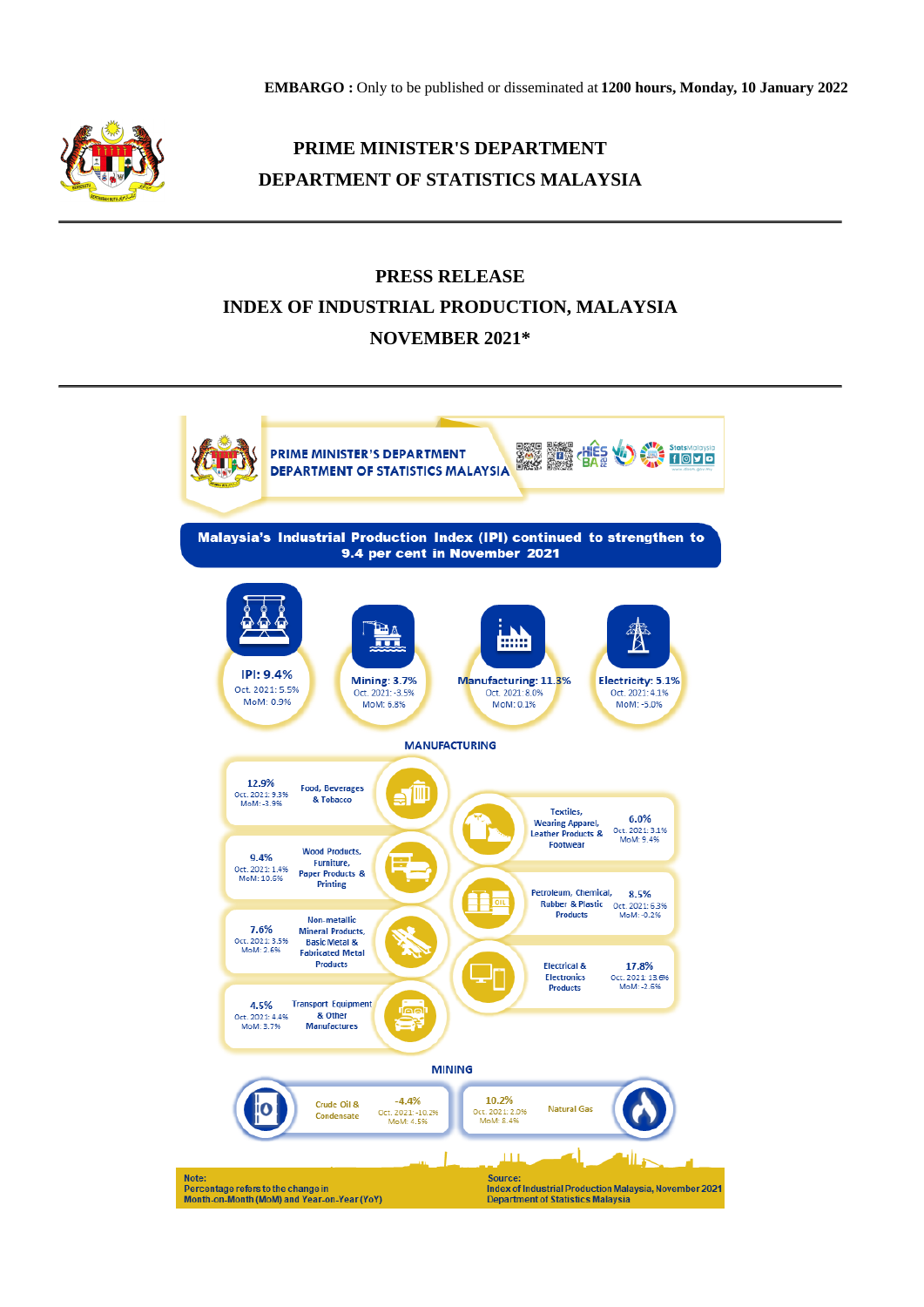**EMBARGO :** Only to be published or disseminated at **1200 hours, Monday, 10 January 2022**

# PRIME MINISTER'S DEPARTMENT
# DEPARTMENT OF STATISTICS MALAYSIA

## PRESS RELEASE
## INDEX OF INDUSTRIAL PRODUCTION, MALAYSIA
## NOVEMBER 2021*

PRIME MINISTER'S DEPARTMENT
DEPARTMENT OF STATISTICS MALAYSIA

**Malaysia's Industrial Production Index (IPI) continued to strengthen to 9.4 per cent in November 2021**

| | YoY | Oct. 2021 | MoM |
|---|---|---|---|
| IPI | 9.4% | 5.5% | 0.9% |
| Mining | 3.7% | -3.5% | 6.8% |
| Manufacturing | 11.3% | 8.0% | 0.1% |
| Electricity | 5.1% | 4.1% | -5.0% |

**MANUFACTURING**

| Sub-sector | YoY | Oct. 2021 | MoM |
|---|---|---|---|
| Food, Beverages & Tobacco | 12.9% | 9.3% | -3.9% |
| Wood Products, Furniture, Paper Products & Printing | 9.4% | 1.4% | 10.5% |
| Non-metallic Mineral Products, Basic Metal & Fabricated Metal Products | 7.6% | 3.5% | 2.6% |
| Transport Equipment & Other Manufactures | 4.5% | 4.4% | 3.7% |
| Textiles, Wearing Apparel, Leather Products & Footwear | 6.0% | 3.1% | 9.4% |
| Petroleum, Chemical, Rubber & Plastic Products | 8.5% | 6.3% | -0.2% |
| Electrical & Electronics Products | 17.8% | 13.6% | -2.5% |

**MINING**

| Sub-sector | YoY | Oct. 2021 | MoM |
|---|---|---|---|
| Crude Oil & Condensate | -4.4% | -10.2% | 4.5% |
| Natural Gas | 10.2% | 2.0% | 8.4% |

Note:
Percentage refers to the change in Month-on-Month (MoM) and Year-on-Year (YoY)

Source:
Index of Industrial Production Malaysia, November 2021
Department of Statistics Malaysia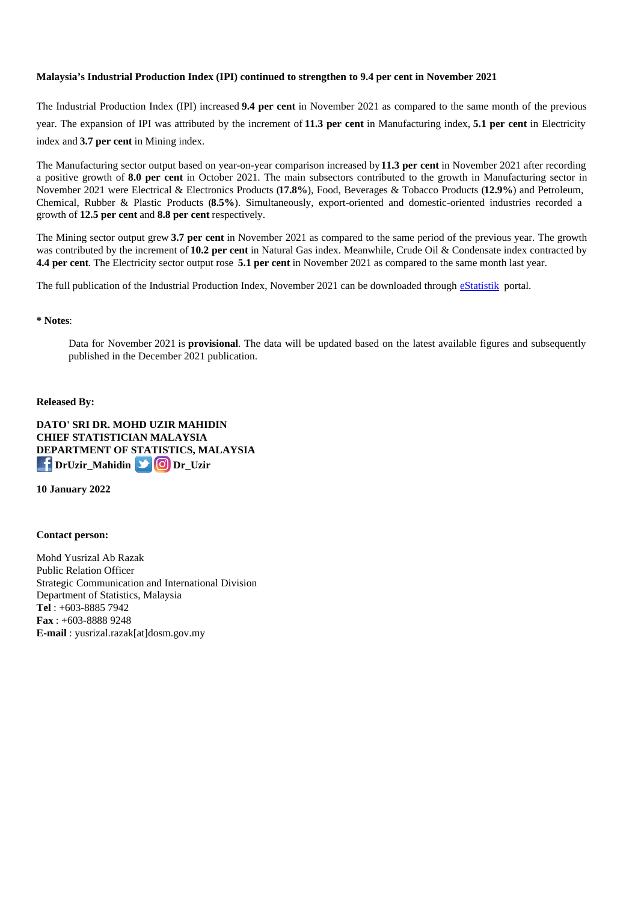**Malaysia's Industrial Production Index (IPI) continued to strengthen to 9.4 per cent in November 2021**

The Industrial Production Index (IPI) increased **9.4 per cent** in November 2021 as compared to the same month of the previous year. The expansion of IPI was attributed by the increment of **11.3 per cent** in Manufacturing index, **5.1 per cent** in Electricity index and **3.7 per cent** in Mining index.

The Manufacturing sector output based on year-on-year comparison increased by **11.3 per cent** in November 2021 after recording a positive growth of **8.0 per cent** in October 2021. The main subsectors contributed to the growth in Manufacturing sector in November 2021 were Electrical & Electronics Products (**17.8%**), Food, Beverages & Tobacco Products (**12.9%**) and Petroleum, Chemical, Rubber & Plastic Products (**8.5%**). Simultaneously, export-oriented and domestic-oriented industries recorded a growth of **12.5 per cent** and **8.8 per cent** respectively.

The Mining sector output grew **3.7 per cent** in November 2021 as compared to the same period of the previous year. The growth was contributed by the increment of **10.2 per cent** in Natural Gas index. Meanwhile, Crude Oil & Condensate index contracted by **4.4 per cent**. The Electricity sector output rose **5.1 per cent** in November 2021 as compared to the same month last year.

The full publication of the Industrial Production Index, November 2021 can be downloaded through eStatistik portal.

**\* Notes**:

Data for November 2021 is **provisional**. The data will be updated based on the latest available figures and subsequently published in the December 2021 publication.

**Released By:**

**DATO' SRI DR. MOHD UZIR MAHIDIN**
**CHIEF STATISTICIAN MALAYSIA**
**DEPARTMENT OF STATISTICS, MALAYSIA**
**DrUzir_Mahidin** **Dr_Uzir**

**10 January 2022**

**Contact person:**

Mohd Yusrizal Ab Razak
Public Relation Officer
Strategic Communication and International Division
Department of Statistics, Malaysia
**Tel** : +603-8885 7942
**Fax** : +603-8888 9248
**E-mail** : yusrizal.razak[at]dosm.gov.my